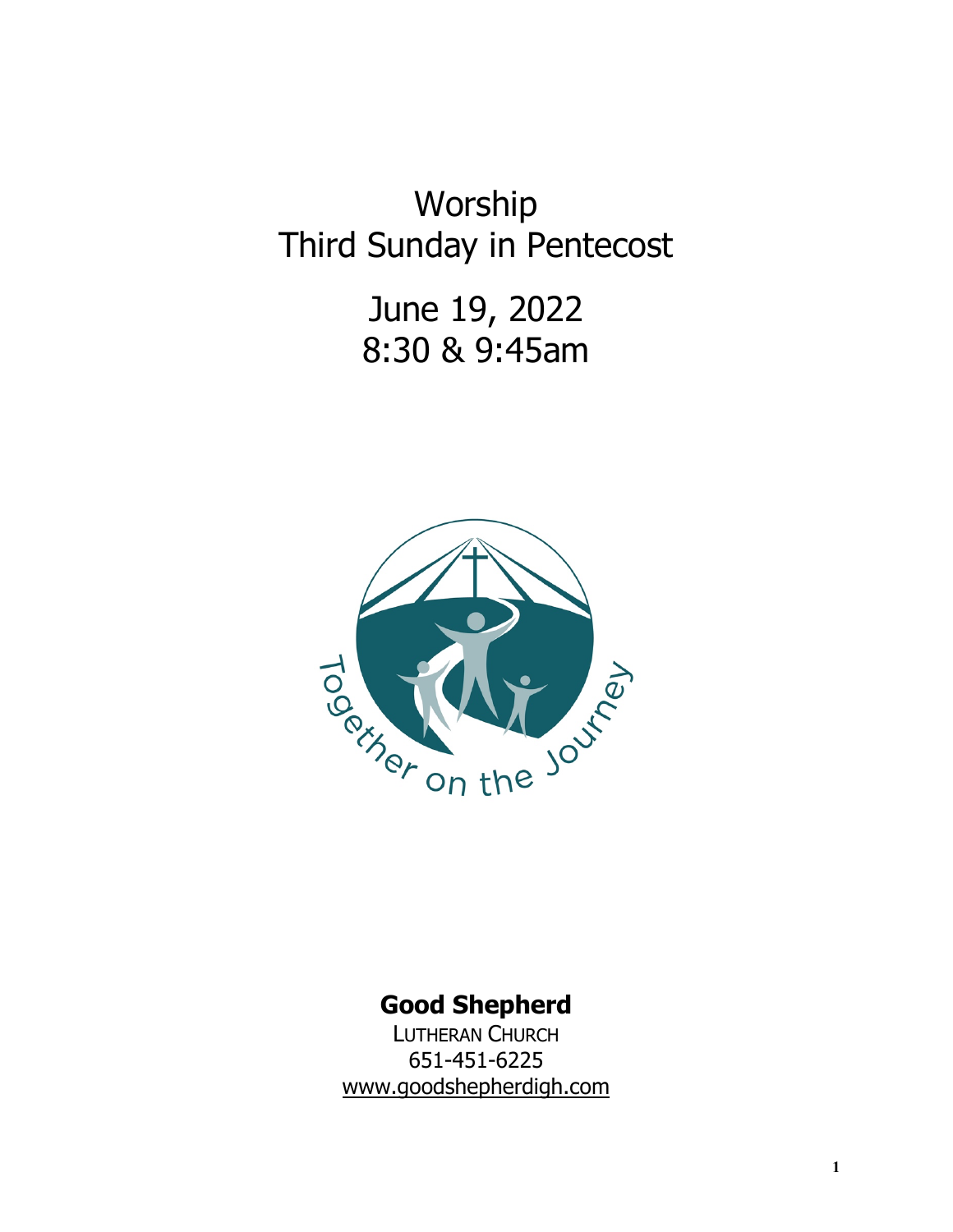# Worship
# Third Sunday in Pentecost

## June 19, 2022
## 8:30 & 9:45am

Together on the Journey

**Good Shepherd**

LUTHERAN CHURCH
651-451-6225
www.goodshepherdigh.com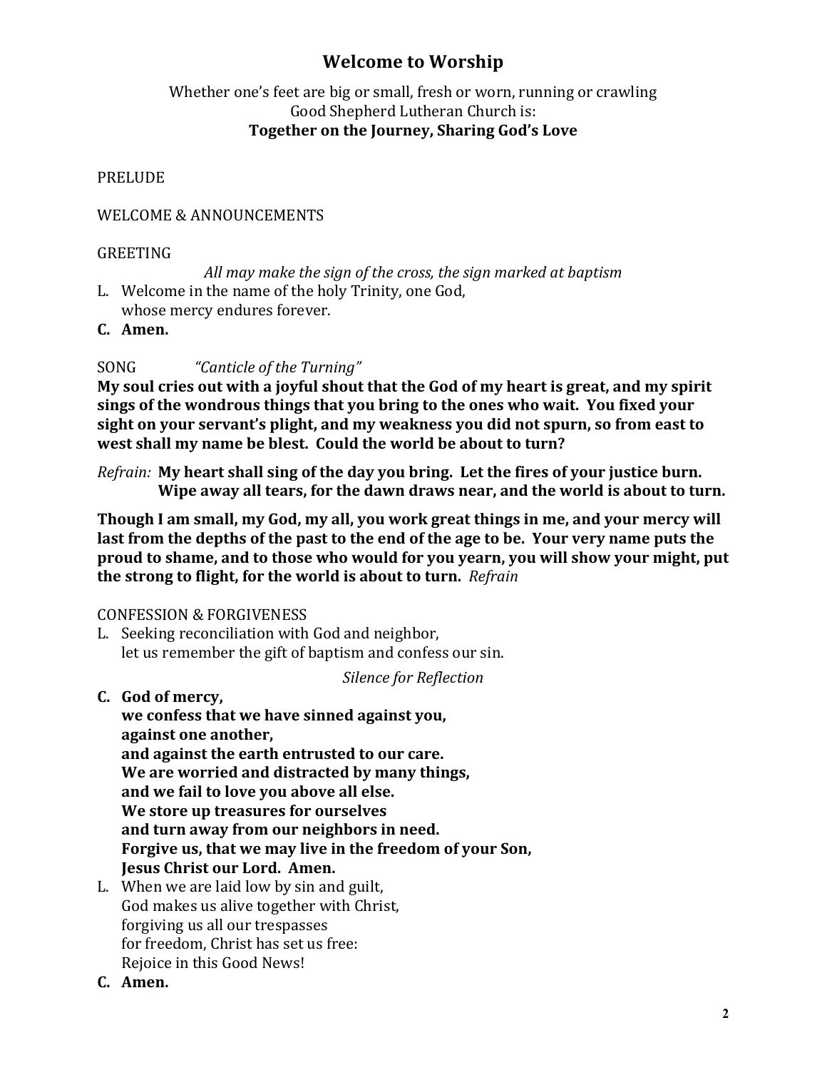# Welcome to Worship

Whether one's feet are big or small, fresh or worn, running or crawling
Good Shepherd Lutheran Church is:
**Together on the Journey, Sharing God's Love**

PRELUDE

WELCOME & ANNOUNCEMENTS

GREETING

*All may make the sign of the cross, the sign marked at baptism*

L. Welcome in the name of the holy Trinity, one God,
whose mercy endures forever.

**C. Amen.**

SONG *"Canticle of the Turning"*

**My soul cries out with a joyful shout that the God of my heart is great, and my spirit sings of the wondrous things that you bring to the ones who wait. You fixed your sight on your servant's plight, and my weakness you did not spurn, so from east to west shall my name be blest. Could the world be about to turn?**

*Refrain:* **My heart shall sing of the day you bring. Let the fires of your justice burn. Wipe away all tears, for the dawn draws near, and the world is about to turn.**

**Though I am small, my God, my all, you work great things in me, and your mercy will last from the depths of the past to the end of the age to be. Your very name puts the proud to shame, and to those who would for you yearn, you will show your might, put the strong to flight, for the world is about to turn.** *Refrain*

CONFESSION & FORGIVENESS

L. Seeking reconciliation with God and neighbor,
let us remember the gift of baptism and confess our sin.

*Silence for Reflection*

**C. God of mercy,
we confess that we have sinned against you,
against one another,
and against the earth entrusted to our care.
We are worried and distracted by many things,
and we fail to love you above all else.
We store up treasures for ourselves
and turn away from our neighbors in need.
Forgive us, that we may live in the freedom of your Son,
Jesus Christ our Lord. Amen.**

L. When we are laid low by sin and guilt,
God makes us alive together with Christ,
forgiving us all our trespasses
for freedom, Christ has set us free:
Rejoice in this Good News!

**C. Amen.**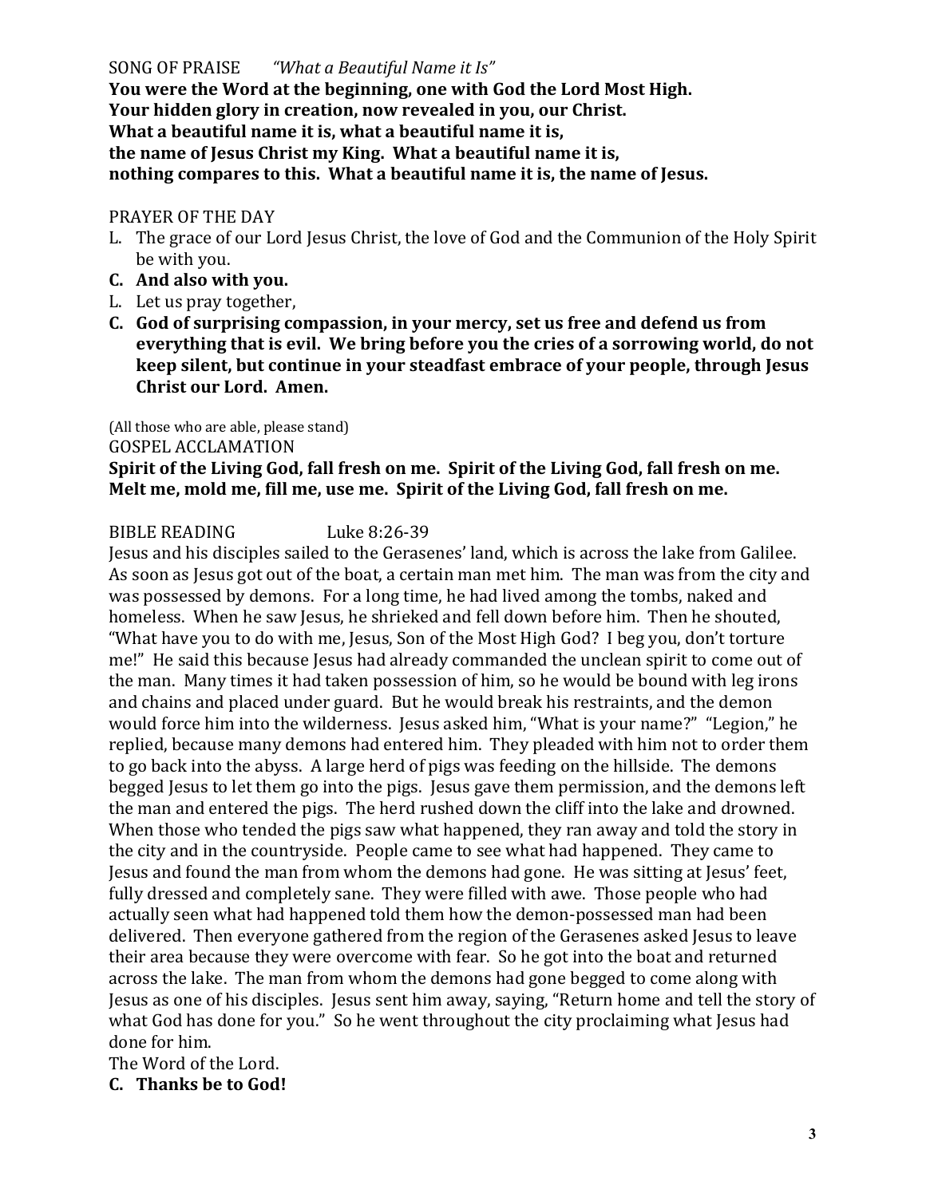SONG OF PRAISE *"What a Beautiful Name it Is"*

**You were the Word at the beginning, one with God the Lord Most High.**
**Your hidden glory in creation, now revealed in you, our Christ.**
**What a beautiful name it is, what a beautiful name it is,**
**the name of Jesus Christ my King. What a beautiful name it is,**
**nothing compares to this. What a beautiful name it is, the name of Jesus.**

PRAYER OF THE DAY

L. The grace of our Lord Jesus Christ, the love of God and the Communion of the Holy Spirit be with you.

**C. And also with you.**

L. Let us pray together,

**C. God of surprising compassion, in your mercy, set us free and defend us from everything that is evil. We bring before you the cries of a sorrowing world, do not keep silent, but continue in your steadfast embrace of your people, through Jesus Christ our Lord. Amen.**

(All those who are able, please stand)

GOSPEL ACCLAMATION

**Spirit of the Living God, fall fresh on me. Spirit of the Living God, fall fresh on me.**
**Melt me, mold me, fill me, use me. Spirit of the Living God, fall fresh on me.**

BIBLE READING Luke 8:26-39

Jesus and his disciples sailed to the Gerasenes' land, which is across the lake from Galilee. As soon as Jesus got out of the boat, a certain man met him. The man was from the city and was possessed by demons. For a long time, he had lived among the tombs, naked and homeless. When he saw Jesus, he shrieked and fell down before him. Then he shouted, "What have you to do with me, Jesus, Son of the Most High God? I beg you, don't torture me!" He said this because Jesus had already commanded the unclean spirit to come out of the man. Many times it had taken possession of him, so he would be bound with leg irons and chains and placed under guard. But he would break his restraints, and the demon would force him into the wilderness. Jesus asked him, "What is your name?" "Legion," he replied, because many demons had entered him. They pleaded with him not to order them to go back into the abyss. A large herd of pigs was feeding on the hillside. The demons begged Jesus to let them go into the pigs. Jesus gave them permission, and the demons left the man and entered the pigs. The herd rushed down the cliff into the lake and drowned. When those who tended the pigs saw what happened, they ran away and told the story in the city and in the countryside. People came to see what had happened. They came to Jesus and found the man from whom the demons had gone. He was sitting at Jesus' feet, fully dressed and completely sane. They were filled with awe. Those people who had actually seen what had happened told them how the demon-possessed man had been delivered. Then everyone gathered from the region of the Gerasenes asked Jesus to leave their area because they were overcome with fear. So he got into the boat and returned across the lake. The man from whom the demons had gone begged to come along with Jesus as one of his disciples. Jesus sent him away, saying, "Return home and tell the story of what God has done for you." So he went throughout the city proclaiming what Jesus had done for him.

The Word of the Lord.

**C. Thanks be to God!**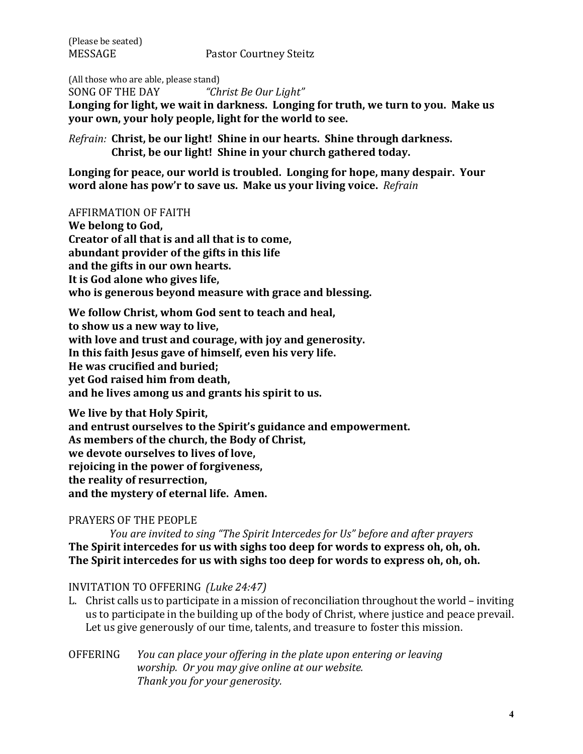(Please be seated)
MESSAGE Pastor Courtney Steitz

(All those who are able, please stand)
SONG OF THE DAY *"Christ Be Our Light"*
**Longing for light, we wait in darkness. Longing for truth, we turn to you. Make us your own, your holy people, light for the world to see.**

*Refrain:* **Christ, be our light! Shine in our hearts. Shine through darkness.**
**Christ, be our light! Shine in your church gathered today.**

**Longing for peace, our world is troubled. Longing for hope, many despair. Your word alone has pow'r to save us. Make us your living voice.** *Refrain*

AFFIRMATION OF FAITH
**We belong to God,**
**Creator of all that is and all that is to come,**
**abundant provider of the gifts in this life**
**and the gifts in our own hearts.**
**It is God alone who gives life,**
**who is generous beyond measure with grace and blessing.**

**We follow Christ, whom God sent to teach and heal,**
**to show us a new way to live,**
**with love and trust and courage, with joy and generosity.**
**In this faith Jesus gave of himself, even his very life.**
**He was crucified and buried;**
**yet God raised him from death,**
**and he lives among us and grants his spirit to us.**

**We live by that Holy Spirit,**
**and entrust ourselves to the Spirit's guidance and empowerment.**
**As members of the church, the Body of Christ,**
**we devote ourselves to lives of love,**
**rejoicing in the power of forgiveness,**
**the reality of resurrection,**
**and the mystery of eternal life. Amen.**

PRAYERS OF THE PEOPLE
*You are invited to sing "The Spirit Intercedes for Us" before and after prayers*
**The Spirit intercedes for us with sighs too deep for words to express oh, oh, oh.**
**The Spirit intercedes for us with sighs too deep for words to express oh, oh, oh.**

INVITATION TO OFFERING *(Luke 24:47)*
L. Christ calls us to participate in a mission of reconciliation throughout the world – inviting us to participate in the building up of the body of Christ, where justice and peace prevail. Let us give generously of our time, talents, and treasure to foster this mission.

OFFERING *You can place your offering in the plate upon entering or leaving worship. Or you may give online at our website. Thank you for your generosity.*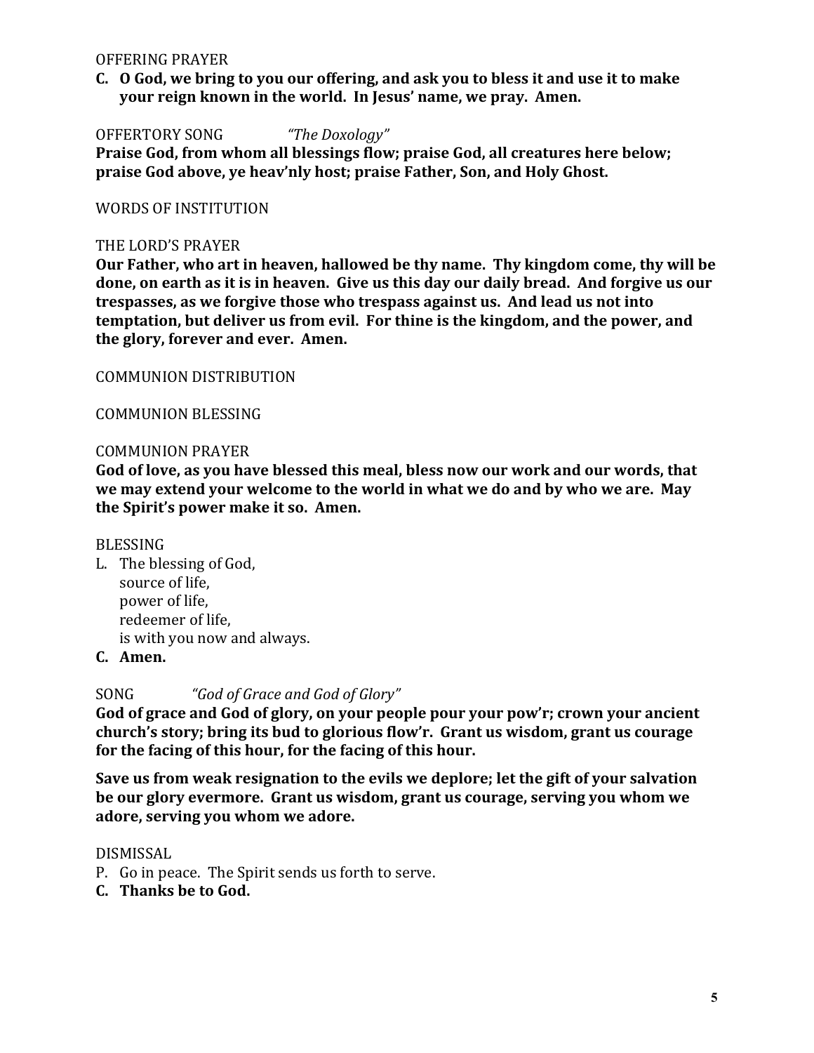OFFERING PRAYER

**C. O God, we bring to you our offering, and ask you to bless it and use it to make your reign known in the world. In Jesus' name, we pray. Amen.**

OFFERTORY SONG *"The Doxology"*

**Praise God, from whom all blessings flow; praise God, all creatures here below; praise God above, ye heav'nly host; praise Father, Son, and Holy Ghost.**

WORDS OF INSTITUTION

THE LORD'S PRAYER

**Our Father, who art in heaven, hallowed be thy name. Thy kingdom come, thy will be done, on earth as it is in heaven. Give us this day our daily bread. And forgive us our trespasses, as we forgive those who trespass against us. And lead us not into temptation, but deliver us from evil. For thine is the kingdom, and the power, and the glory, forever and ever. Amen.**

COMMUNION DISTRIBUTION

COMMUNION BLESSING

COMMUNION PRAYER

**God of love, as you have blessed this meal, bless now our work and our words, that we may extend your welcome to the world in what we do and by who we are. May the Spirit's power make it so. Amen.**

BLESSING

L. The blessing of God,
 source of life,
 power of life,
 redeemer of life,
 is with you now and always.

**C. Amen.**

SONG *"God of Grace and God of Glory"*

**God of grace and God of glory, on your people pour your pow'r; crown your ancient church's story; bring its bud to glorious flow'r. Grant us wisdom, grant us courage for the facing of this hour, for the facing of this hour.**

**Save us from weak resignation to the evils we deplore; let the gift of your salvation be our glory evermore. Grant us wisdom, grant us courage, serving you whom we adore, serving you whom we adore.**

DISMISSAL

P. Go in peace. The Spirit sends us forth to serve.

**C. Thanks be to God.**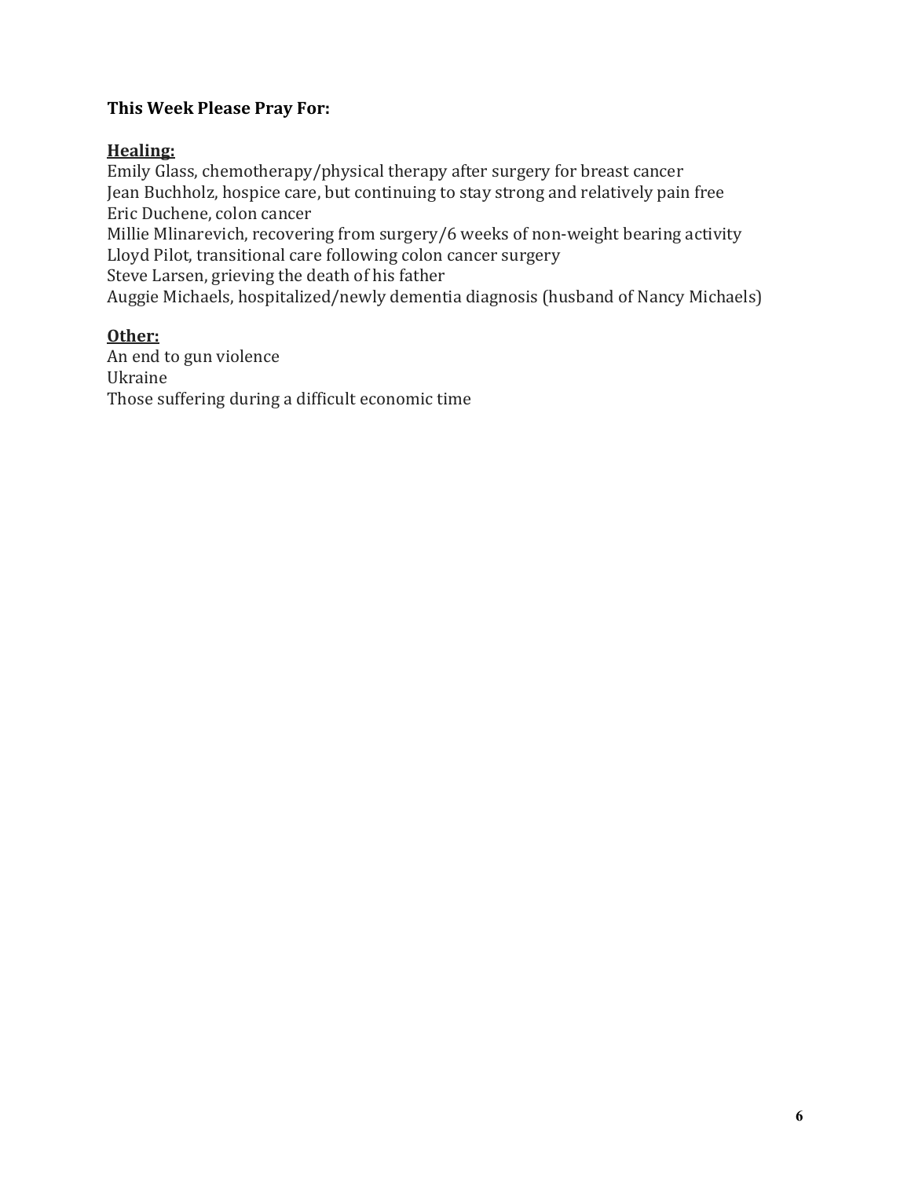**This Week Please Pray For:**

**Healing:**

Emily Glass, chemotherapy/physical therapy after surgery for breast cancer
Jean Buchholz, hospice care, but continuing to stay strong and relatively pain free
Eric Duchene, colon cancer
Millie Mlinarevich, recovering from surgery/6 weeks of non-weight bearing activity
Lloyd Pilot, transitional care following colon cancer surgery
Steve Larsen, grieving the death of his father
Auggie Michaels, hospitalized/newly dementia diagnosis (husband of Nancy Michaels)

**Other:**

An end to gun violence
Ukraine
Those suffering during a difficult economic time